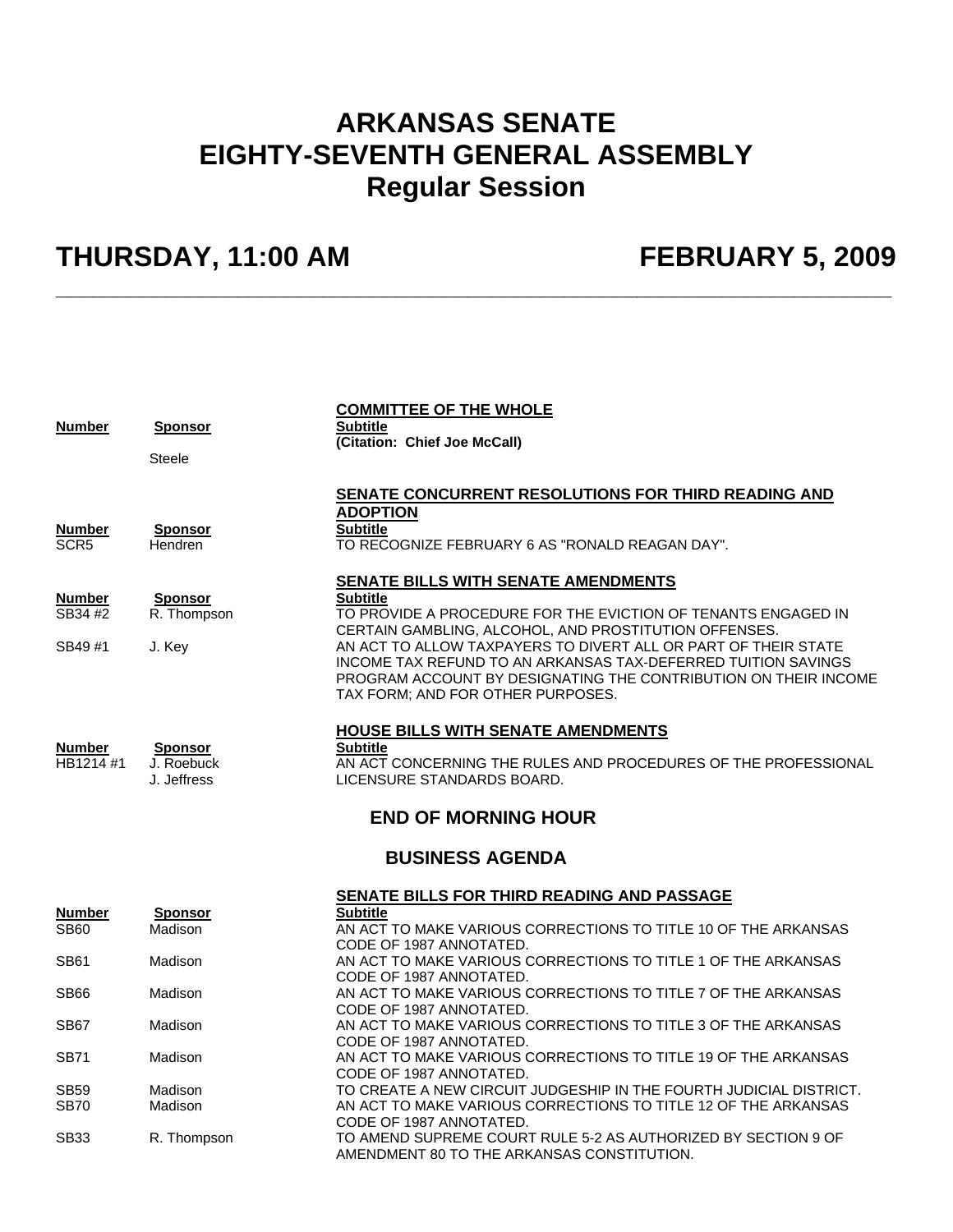# ARKANSAS SENATE
# EIGHTY-SEVENTH GENERAL ASSEMBLY
# Regular Session

## THURSDAY, 11:00 AM — FEBRUARY 5, 2009

### COMMITTEE OF THE WHOLE

| Number | Sponsor | Subtitle |
|---|---|---|
| | Steele | **(Citation: Chief Joe McCall)** |

### SENATE CONCURRENT RESOLUTIONS FOR THIRD READING AND ADOPTION

| Number | Sponsor | Subtitle |
|---|---|---|
| SCR5 | Hendren | TO RECOGNIZE FEBRUARY 6 AS "RONALD REAGAN DAY". |

### SENATE BILLS WITH SENATE AMENDMENTS

| Number | Sponsor | Subtitle |
|---|---|---|
| SB34 #2 | R. Thompson | TO PROVIDE A PROCEDURE FOR THE EVICTION OF TENANTS ENGAGED IN CERTAIN GAMBLING, ALCOHOL, AND PROSTITUTION OFFENSES. |
| SB49 #1 | J. Key | AN ACT TO ALLOW TAXPAYERS TO DIVERT ALL OR PART OF THEIR STATE INCOME TAX REFUND TO AN ARKANSAS TAX-DEFERRED TUITION SAVINGS PROGRAM ACCOUNT BY DESIGNATING THE CONTRIBUTION ON THEIR INCOME TAX FORM; AND FOR OTHER PURPOSES. |

### HOUSE BILLS WITH SENATE AMENDMENTS

| Number | Sponsor | Subtitle |
|---|---|---|
| HB1214 #1 | J. Roebuck<br>J. Jeffress | AN ACT CONCERNING THE RULES AND PROCEDURES OF THE PROFESSIONAL LICENSURE STANDARDS BOARD. |

## END OF MORNING HOUR

## BUSINESS AGENDA

### SENATE BILLS FOR THIRD READING AND PASSAGE

| Number | Sponsor | Subtitle |
|---|---|---|
| SB60 | Madison | AN ACT TO MAKE VARIOUS CORRECTIONS TO TITLE 10 OF THE ARKANSAS CODE OF 1987 ANNOTATED. |
| SB61 | Madison | AN ACT TO MAKE VARIOUS CORRECTIONS TO TITLE 1 OF THE ARKANSAS CODE OF 1987 ANNOTATED. |
| SB66 | Madison | AN ACT TO MAKE VARIOUS CORRECTIONS TO TITLE 7 OF THE ARKANSAS CODE OF 1987 ANNOTATED. |
| SB67 | Madison | AN ACT TO MAKE VARIOUS CORRECTIONS TO TITLE 3 OF THE ARKANSAS CODE OF 1987 ANNOTATED. |
| SB71 | Madison | AN ACT TO MAKE VARIOUS CORRECTIONS TO TITLE 19 OF THE ARKANSAS CODE OF 1987 ANNOTATED. |
| SB59 | Madison | TO CREATE A NEW CIRCUIT JUDGESHIP IN THE FOURTH JUDICIAL DISTRICT. |
| SB70 | Madison | AN ACT TO MAKE VARIOUS CORRECTIONS TO TITLE 12 OF THE ARKANSAS CODE OF 1987 ANNOTATED. |
| SB33 | R. Thompson | TO AMEND SUPREME COURT RULE 5-2 AS AUTHORIZED BY SECTION 9 OF AMENDMENT 80 TO THE ARKANSAS CONSTITUTION. |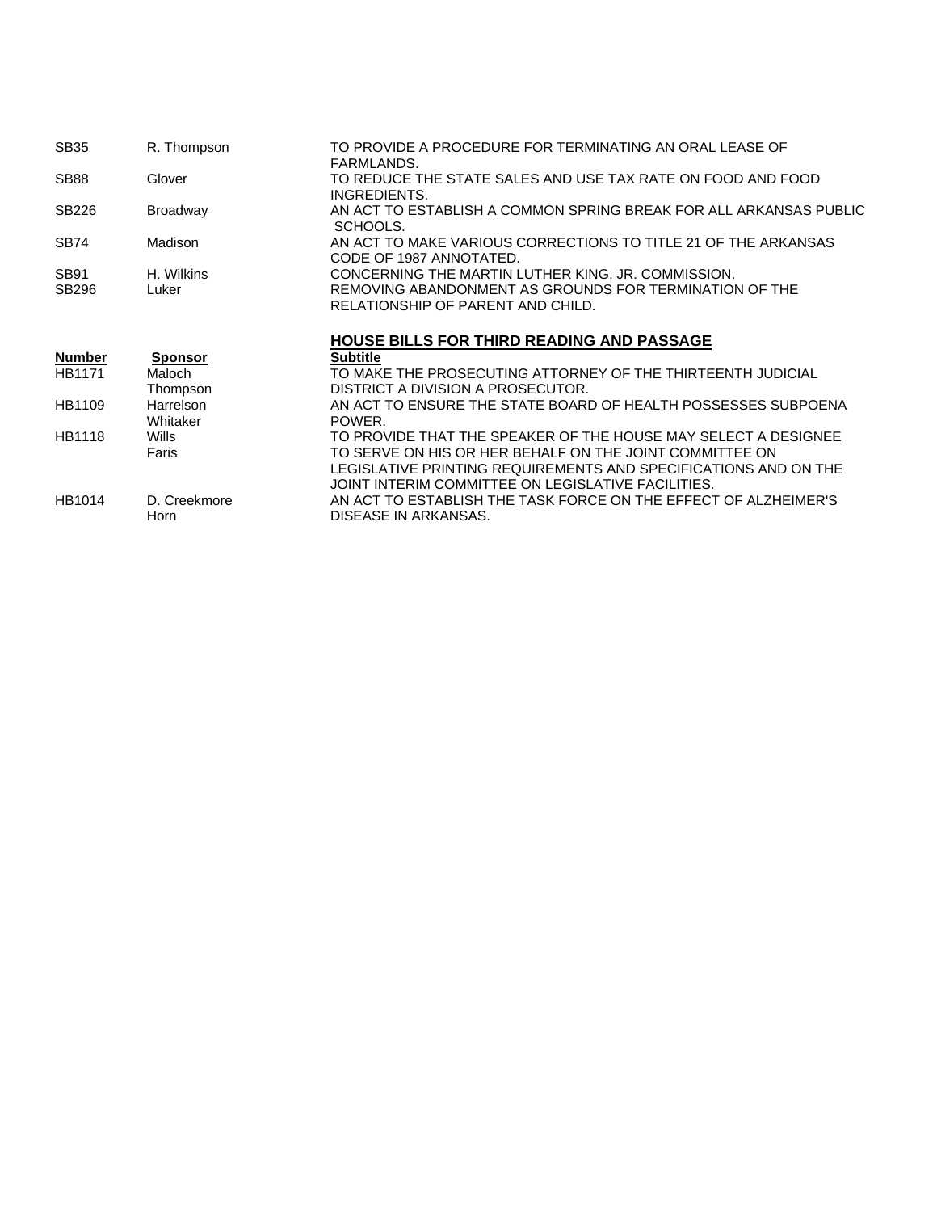| | | |
|---|---|---|
| SB35 | R. Thompson | TO PROVIDE A PROCEDURE FOR TERMINATING AN ORAL LEASE OF FARMLANDS. |
| SB88 | Glover | TO REDUCE THE STATE SALES AND USE TAX RATE ON FOOD AND FOOD INGREDIENTS. |
| SB226 | Broadway | AN ACT TO ESTABLISH A COMMON SPRING BREAK FOR ALL ARKANSAS PUBLIC SCHOOLS. |
| SB74 | Madison | AN ACT TO MAKE VARIOUS CORRECTIONS TO TITLE 21 OF THE ARKANSAS CODE OF 1987 ANNOTATED. |
| SB91 | H. Wilkins | CONCERNING THE MARTIN LUTHER KING, JR. COMMISSION. |
| SB296 | Luker | REMOVING ABANDONMENT AS GROUNDS FOR TERMINATION OF THE RELATIONSHIP OF PARENT AND CHILD. |

## HOUSE BILLS FOR THIRD READING AND PASSAGE

| Number | Sponsor | Subtitle |
|---|---|---|
| HB1171 | Maloch<br>Thompson | TO MAKE THE PROSECUTING ATTORNEY OF THE THIRTEENTH JUDICIAL DISTRICT A DIVISION A PROSECUTOR. |
| HB1109 | Harrelson<br>Whitaker | AN ACT TO ENSURE THE STATE BOARD OF HEALTH POSSESSES SUBPOENA POWER. |
| HB1118 | Wills<br>Faris | TO PROVIDE THAT THE SPEAKER OF THE HOUSE MAY SELECT A DESIGNEE TO SERVE ON HIS OR HER BEHALF ON THE JOINT COMMITTEE ON LEGISLATIVE PRINTING REQUIREMENTS AND SPECIFICATIONS AND ON THE JOINT INTERIM COMMITTEE ON LEGISLATIVE FACILITIES. |
| HB1014 | D. Creekmore<br>Horn | AN ACT TO ESTABLISH THE TASK FORCE ON THE EFFECT OF ALZHEIMER'S DISEASE IN ARKANSAS. |